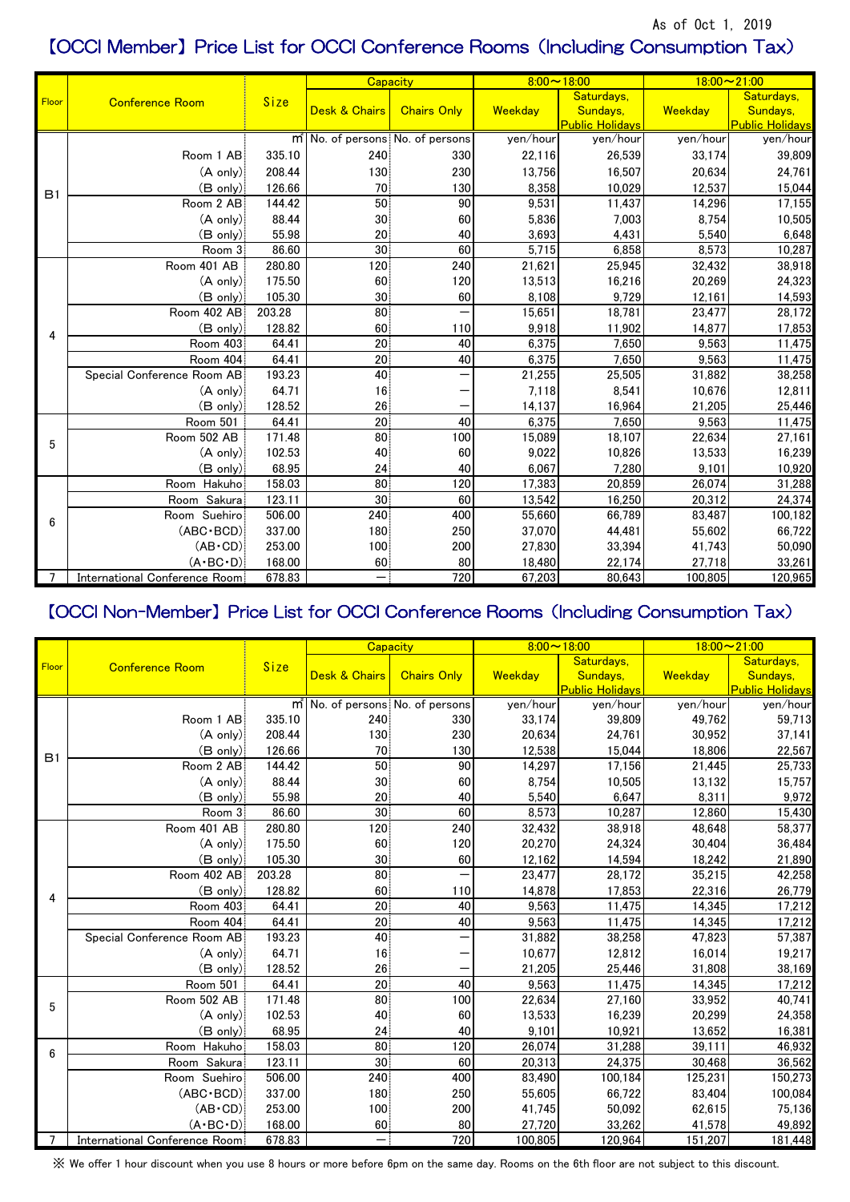As of Oct 1, 2019

## 【OCCI Member】Price List for OCCI Conference Rooms (Including Consumption Tax)

| Floor | Conference Room | Size | Capacity | | 8:00～18:00 | | 18:00～21:00 | |
|---|---|---|---|---|---|---|---|---|
| | | | Desk & Chairs | Chairs Only | Weekday | Saturdays, Sundays, Public Holidays | Weekday | Saturdays, Sundays, Public Holidays |
| | | ㎡ | No. of persons | No. of persons | yen/hour | yen/hour | yen/hour | yen/hour |
| B1 | Room 1 AB | 335.10 | 240 | 330 | 22,116 | 26,539 | 33,174 | 39,809 |
| | (A only) | 208.44 | 130 | 230 | 13,756 | 16,507 | 20,634 | 24,761 |
| | (B only) | 126.66 | 70 | 130 | 8,358 | 10,029 | 12,537 | 15,044 |
| | Room 2 AB | 144.42 | 50 | 90 | 9,531 | 11,437 | 14,296 | 17,155 |
| | (A only) | 88.44 | 30 | 60 | 5,836 | 7,003 | 8,754 | 10,505 |
| | (B only) | 55.98 | 20 | 40 | 3,693 | 4,431 | 5,540 | 6,648 |
| | Room 3 | 86.60 | 30 | 60 | 5,715 | 6,858 | 8,573 | 10,287 |
| 4 | Room 401 AB | 280.80 | 120 | 240 | 21,621 | 25,945 | 32,432 | 38,918 |
| | (A only) | 175.50 | 60 | 120 | 13,513 | 16,216 | 20,269 | 24,323 |
| | (B only) | 105.30 | 30 | 60 | 8,108 | 9,729 | 12,161 | 14,593 |
| | Room 402 AB | 203.28 | 80 | — | 15,651 | 18,781 | 23,477 | 28,172 |
| | (B only) | 128.82 | 60 | 110 | 9,918 | 11,902 | 14,877 | 17,853 |
| | Room 403 | 64.41 | 20 | 40 | 6,375 | 7,650 | 9,563 | 11,475 |
| | Room 404 | 64.41 | 20 | 40 | 6,375 | 7,650 | 9,563 | 11,475 |
| | Special Conference Room AB | 193.23 | 40 | — | 21,255 | 25,505 | 31,882 | 38,258 |
| | (A only) | 64.71 | 16 | — | 7,118 | 8,541 | 10,676 | 12,811 |
| | (B only) | 128.52 | 26 | — | 14,137 | 16,964 | 21,205 | 25,446 |
| 5 | Room 501 | 64.41 | 20 | 40 | 6,375 | 7,650 | 9,563 | 11,475 |
| | Room 502 AB | 171.48 | 80 | 100 | 15,089 | 18,107 | 22,634 | 27,161 |
| | (A only) | 102.53 | 40 | 60 | 9,022 | 10,826 | 13,533 | 16,239 |
| | (B only) | 68.95 | 24 | 40 | 6,067 | 7,280 | 9,101 | 10,920 |
| 6 | Room Hakuho | 158.03 | 80 | 120 | 17,383 | 20,859 | 26,074 | 31,288 |
| | Room Sakura | 123.11 | 30 | 60 | 13,542 | 16,250 | 20,312 | 24,374 |
| | Room Suehiro | 506.00 | 240 | 400 | 55,660 | 66,789 | 83,487 | 100,182 |
| | (ABC・BCD) | 337.00 | 180 | 250 | 37,070 | 44,481 | 55,602 | 66,722 |
| | (AB・CD) | 253.00 | 100 | 200 | 27,830 | 33,394 | 41,743 | 50,090 |
| | (A・BC・D) | 168.00 | 60 | 80 | 18,480 | 22,174 | 27,718 | 33,261 |
| 7 | International Conference Room | 678.83 | — | 720 | 67,203 | 80,643 | 100,805 | 120,965 |

## 【OCCI Non-Member】Price List for OCCI Conference Rooms (Including Consumption Tax)

| Floor | Conference Room | Size | Capacity | | 8:00～18:00 | | 18:00～21:00 | |
|---|---|---|---|---|---|---|---|---|
| | | | Desk & Chairs | Chairs Only | Weekday | Saturdays, Sundays, Public Holidays | Weekday | Saturdays, Sundays, Public Holidays |
| | | ㎡ | No. of persons | No. of persons | yen/hour | yen/hour | yen/hour | yen/hour |
| B1 | Room 1 AB | 335.10 | 240 | 330 | 33,174 | 39,809 | 49,762 | 59,713 |
| | (A only) | 208.44 | 130 | 230 | 20,634 | 24,761 | 30,952 | 37,141 |
| | (B only) | 126.66 | 70 | 130 | 12,538 | 15,044 | 18,806 | 22,567 |
| | Room 2 AB | 144.42 | 50 | 90 | 14,297 | 17,156 | 21,445 | 25,733 |
| | (A only) | 88.44 | 30 | 60 | 8,754 | 10,505 | 13,132 | 15,757 |
| | (B only) | 55.98 | 20 | 40 | 5,540 | 6,647 | 8,311 | 9,972 |
| | Room 3 | 86.60 | 30 | 60 | 8,573 | 10,287 | 12,860 | 15,430 |
| 4 | Room 401 AB | 280.80 | 120 | 240 | 32,432 | 38,918 | 48,648 | 58,377 |
| | (A only) | 175.50 | 60 | 120 | 20,270 | 24,324 | 30,404 | 36,484 |
| | (B only) | 105.30 | 30 | 60 | 12,162 | 14,594 | 18,242 | 21,890 |
| | Room 402 AB | 203.28 | 80 | — | 23,477 | 28,172 | 35,215 | 42,258 |
| | (B only) | 128.82 | 60 | 110 | 14,878 | 17,853 | 22,316 | 26,779 |
| | Room 403 | 64.41 | 20 | 40 | 9,563 | 11,475 | 14,345 | 17,212 |
| | Room 404 | 64.41 | 20 | 40 | 9,563 | 11,475 | 14,345 | 17,212 |
| | Special Conference Room AB | 193.23 | 40 | — | 31,882 | 38,258 | 47,823 | 57,387 |
| | (A only) | 64.71 | 16 | — | 10,677 | 12,812 | 16,014 | 19,217 |
| | (B only) | 128.52 | 26 | — | 21,205 | 25,446 | 31,808 | 38,169 |
| 5 | Room 501 | 64.41 | 20 | 40 | 9,563 | 11,475 | 14,345 | 17,212 |
| | Room 502 AB | 171.48 | 80 | 100 | 22,634 | 27,160 | 33,952 | 40,741 |
| | (A only) | 102.53 | 40 | 60 | 13,533 | 16,239 | 20,299 | 24,358 |
| | (B only) | 68.95 | 24 | 40 | 9,101 | 10,921 | 13,652 | 16,381 |
| 6 | Room Hakuho | 158.03 | 80 | 120 | 26,074 | 31,288 | 39,111 | 46,932 |
| | Room Sakura | 123.11 | 30 | 60 | 20,313 | 24,375 | 30,468 | 36,562 |
| | Room Suehiro | 506.00 | 240 | 400 | 83,490 | 100,184 | 125,231 | 150,273 |
| | (ABC・BCD) | 337.00 | 180 | 250 | 55,605 | 66,722 | 83,404 | 100,084 |
| | (AB・CD) | 253.00 | 100 | 200 | 41,745 | 50,092 | 62,615 | 75,136 |
| | (A・BC・D) | 168.00 | 60 | 80 | 27,720 | 33,262 | 41,578 | 49,892 |
| 7 | International Conference Room | 678.83 | — | 720 | 100,805 | 120,964 | 151,207 | 181,448 |

※ We offer 1 hour discount when you use 8 hours or more before 6pm on the same day. Rooms on the 6th floor are not subject to this discount.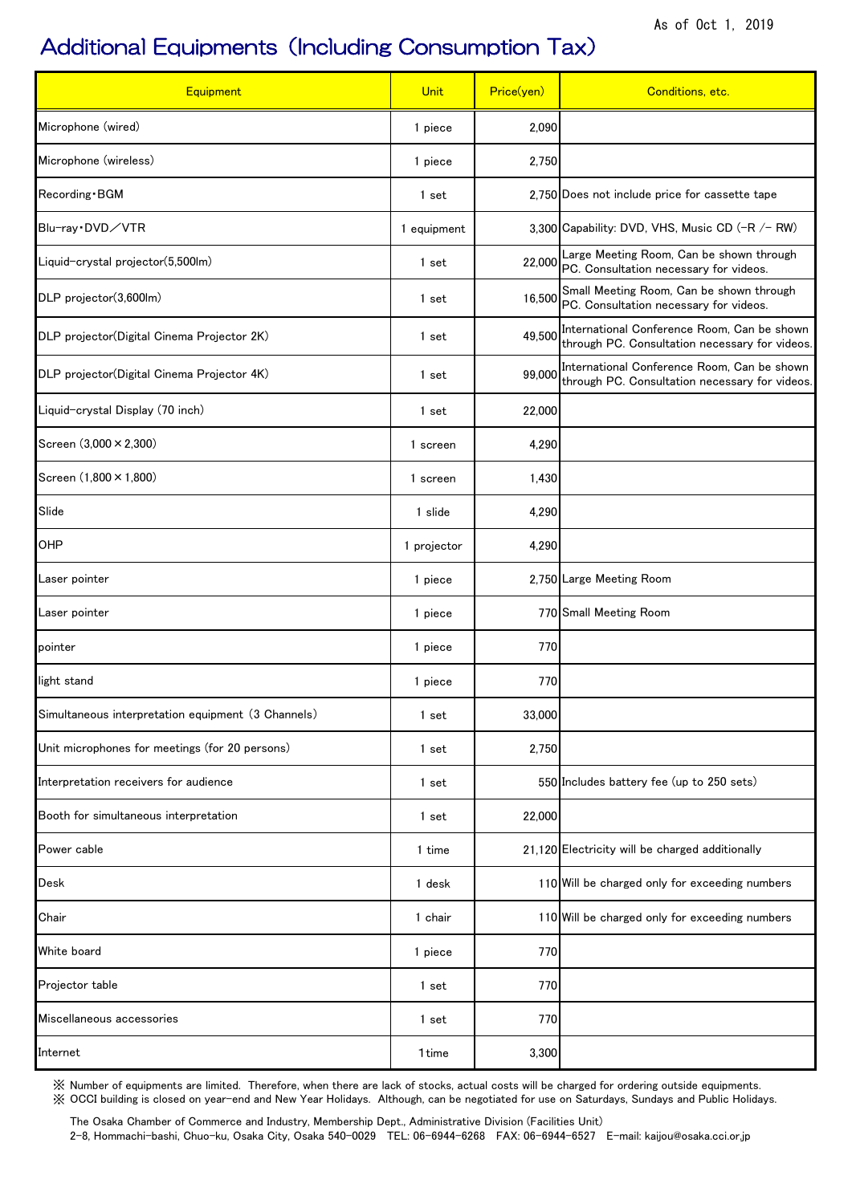As of Oct 1, 2019

# Additional Equipments（Including Consumption Tax）

| Equipment | Unit | Price(yen) | Conditions, etc. |
|---|---|---|---|
| Microphone (wired) | 1 piece | 2,090 | |
| Microphone (wireless) | 1 piece | 2,750 | |
| Recording・BGM | 1 set | 2,750 | Does not include price for cassette tape |
| Blu-ray・DVD／VTR | 1 equipment | 3,300 | Capability: DVD, VHS, Music CD (-R /- RW) |
| Liquid-crystal projector(5,500lm) | 1 set | 22,000 | Large Meeting Room, Can be shown through PC. Consultation necessary for videos. |
| DLP projector(3,600lm) | 1 set | 16,500 | Small Meeting Room, Can be shown through PC. Consultation necessary for videos. |
| DLP projector(Digital Cinema Projector 2K) | 1 set | 49,500 | International Conference Room, Can be shown through PC. Consultation necessary for videos. |
| DLP projector(Digital Cinema Projector 4K) | 1 set | 99,000 | International Conference Room, Can be shown through PC. Consultation necessary for videos. |
| Liquid-crystal Display (70 inch) | 1 set | 22,000 | |
| Screen (3,000 × 2,300) | 1 screen | 4,290 | |
| Screen (1,800 × 1,800) | 1 screen | 1,430 | |
| Slide | 1 slide | 4,290 | |
| OHP | 1 projector | 4,290 | |
| Laser pointer | 1 piece | 2,750 | Large Meeting Room |
| Laser pointer | 1 piece | 770 | Small Meeting Room |
| pointer | 1 piece | 770 | |
| light stand | 1 piece | 770 | |
| Simultaneous interpretation equipment (3 Channels) | 1 set | 33,000 | |
| Unit microphones for meetings (for 20 persons) | 1 set | 2,750 | |
| Interpretation receivers for audience | 1 set | 550 | Includes battery fee (up to 250 sets) |
| Booth for simultaneous interpretation | 1 set | 22,000 | |
| Power cable | 1 time | 21,120 | Electricity will be charged additionally |
| Desk | 1 desk | 110 | Will be charged only for exceeding numbers |
| Chair | 1 chair | 110 | Will be charged only for exceeding numbers |
| White board | 1 piece | 770 | |
| Projector table | 1 set | 770 | |
| Miscellaneous accessories | 1 set | 770 | |
| Internet | 1time | 3,300 | |

※ Number of equipments are limited. Therefore, when there are lack of stocks, actual costs will be charged for ordering outside equipments.
※ OCCI building is closed on year-end and New Year Holidays. Although, can be negotiated for use on Saturdays, Sundays and Public Holidays.

The Osaka Chamber of Commerce and Industry, Membership Dept., Administrative Division (Facilities Unit)
2-8, Hommachi-bashi, Chuo-ku, Osaka City, Osaka 540-0029 TEL: 06-6944-6268 FAX: 06-6944-6527 E-mail: kaijou@osaka.cci.or.jp